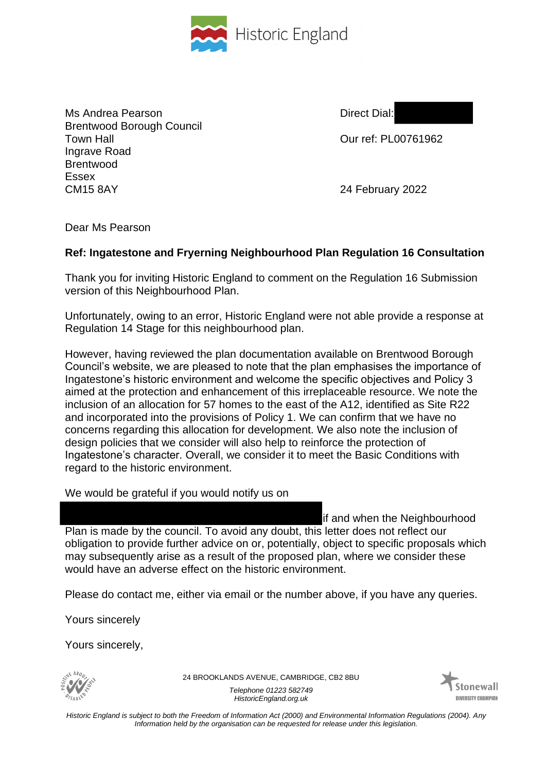Historic England

Ms Andrea Pearson
Brentwood Borough Council
Town Hall
Ingrave Road
Brentwood
Essex
CM15 8AY

Direct Dial:

Our ref: PL00761962

24 February 2022

Dear Ms Pearson

**Ref: Ingatestone and Fryerning Neighbourhood Plan Regulation 16 Consultation**

Thank you for inviting Historic England to comment on the Regulation 16 Submission version of this Neighbourhood Plan.

Unfortunately, owing to an error, Historic England were not able provide a response at Regulation 14 Stage for this neighbourhood plan.

However, having reviewed the plan documentation available on Brentwood Borough Council's website, we are pleased to note that the plan emphasises the importance of Ingatestone's historic environment and welcome the specific objectives and Policy 3 aimed at the protection and enhancement of this irreplaceable resource. We note the inclusion of an allocation for 57 homes to the east of the A12, identified as Site R22 and incorporated into the provisions of Policy 1. We can confirm that we have no concerns regarding this allocation for development. We also note the inclusion of design policies that we consider will also help to reinforce the protection of Ingatestone's character. Overall, we consider it to meet the Basic Conditions with regard to the historic environment.

We would be grateful if you would notify us on

if and when the Neighbourhood Plan is made by the council. To avoid any doubt, this letter does not reflect our obligation to provide further advice on or, potentially, object to specific proposals which may subsequently arise as a result of the proposed plan, where we consider these would have an adverse effect on the historic environment.

Please do contact me, either via email or the number above, if you have any queries.

Yours sincerely

Yours sincerely,

24 BROOKLANDS AVENUE, CAMBRIDGE, CB2 8BU

*Telephone 01223 582749*
*HistoricEngland.org.uk*

*Historic England is subject to both the Freedom of Information Act (2000) and Environmental Information Regulations (2004). Any Information held by the organisation can be requested for release under this legislation.*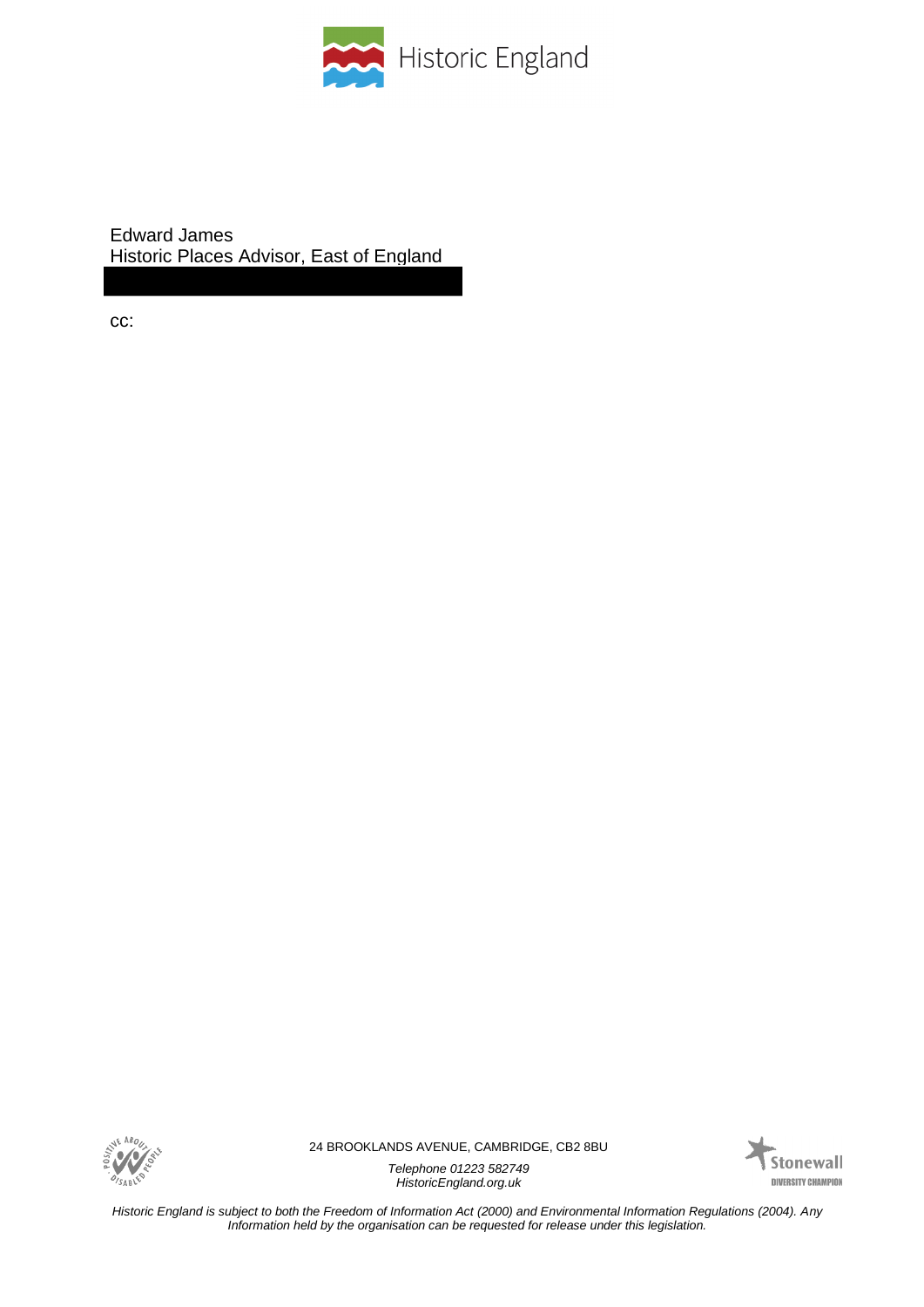Edward James
Historic Places Advisor, East of England

cc:

24 BROOKLANDS AVENUE, CAMBRIDGE, CB2 8BU

*Telephone 01223 582749*
*HistoricEngland.org.uk*

*Historic England is subject to both the Freedom of Information Act (2000) and Environmental Information Regulations (2004). Any Information held by the organisation can be requested for release under this legislation.*